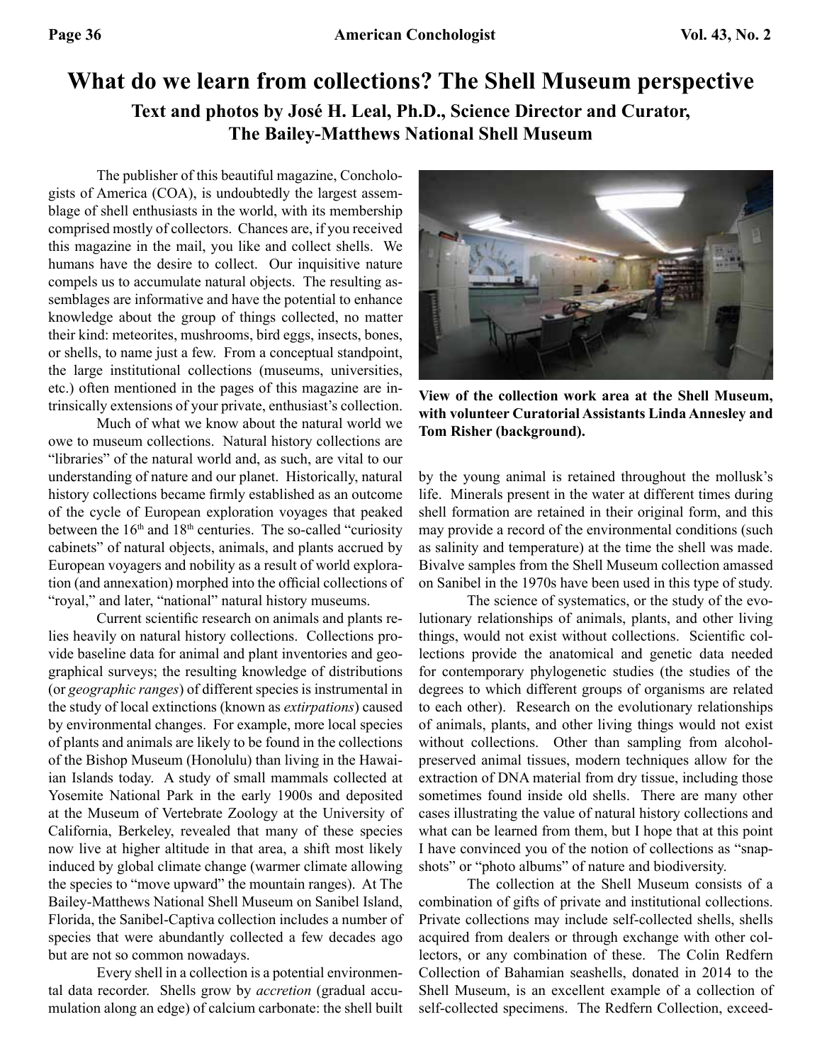# What do we learn from collections? The Shell Museum perspective

## Text and photos by José H. Leal, Ph.D., Science Director and Curator, The Bailey-Matthews National Shell Museum

The publisher of this beautiful magazine, Conchologists of America (COA), is undoubtedly the largest assemblage of shell enthusiasts in the world, with its membership comprised mostly of collectors. Chances are, if you received this magazine in the mail, you like and collect shells. We humans have the desire to collect. Our inquisitive nature compels us to accumulate natural objects. The resulting assemblages are informative and have the potential to enhance knowledge about the group of things collected, no matter their kind: meteorites, mushrooms, bird eggs, insects, bones, or shells, to name just a few. From a conceptual standpoint, the large institutional collections (museums, universities, etc.) often mentioned in the pages of this magazine are intrinsically extensions of your private, enthusiast's collection.

Much of what we know about the natural world we owe to museum collections. Natural history collections are "libraries" of the natural world and, as such, are vital to our understanding of nature and our planet. Historically, natural history collections became firmly established as an outcome of the cycle of European exploration voyages that peaked between the 16th and 18th centuries. The so-called "curiosity cabinets" of natural objects, animals, and plants accrued by European voyagers and nobility as a result of world exploration (and annexation) morphed into the official collections of "royal," and later, "national" natural history museums.

Current scientific research on animals and plants relies heavily on natural history collections. Collections provide baseline data for animal and plant inventories and geographical surveys; the resulting knowledge of distributions (or *geographic ranges*) of different species is instrumental in the study of local extinctions (known as *extirpations*) caused by environmental changes. For example, more local species of plants and animals are likely to be found in the collections of the Bishop Museum (Honolulu) than living in the Hawaiian Islands today. A study of small mammals collected at Yosemite National Park in the early 1900s and deposited at the Museum of Vertebrate Zoology at the University of California, Berkeley, revealed that many of these species now live at higher altitude in that area, a shift most likely induced by global climate change (warmer climate allowing the species to "move upward" the mountain ranges). At The Bailey-Matthews National Shell Museum on Sanibel Island, Florida, the Sanibel-Captiva collection includes a number of species that were abundantly collected a few decades ago but are not so common nowadays.

Every shell in a collection is a potential environmental data recorder. Shells grow by *accretion* (gradual accumulation along an edge) of calcium carbonate: the shell built by the young animal is retained throughout the mollusk's life. Minerals present in the water at different times during shell formation are retained in their original form, and this may provide a record of the environmental conditions (such as salinity and temperature) at the time the shell was made. Bivalve samples from the Shell Museum collection amassed on Sanibel in the 1970s have been used in this type of study.

**View of the collection work area at the Shell Museum, with volunteer Curatorial Assistants Linda Annesley and Tom Risher (background).**

The science of systematics, or the study of the evolutionary relationships of animals, plants, and other living things, would not exist without collections. Scientific collections provide the anatomical and genetic data needed for contemporary phylogenetic studies (the studies of the degrees to which different groups of organisms are related to each other). Research on the evolutionary relationships of animals, plants, and other living things would not exist without collections. Other than sampling from alcohol-preserved animal tissues, modern techniques allow for the extraction of DNA material from dry tissue, including those sometimes found inside old shells. There are many other cases illustrating the value of natural history collections and what can be learned from them, but I hope that at this point I have convinced you of the notion of collections as "snapshots" or "photo albums" of nature and biodiversity.

The collection at the Shell Museum consists of a combination of gifts of private and institutional collections. Private collections may include self-collected shells, shells acquired from dealers or through exchange with other collectors, or any combination of these. The Colin Redfern Collection of Bahamian seashells, donated in 2014 to the Shell Museum, is an excellent example of a collection of self-collected specimens. The Redfern Collection, exceed-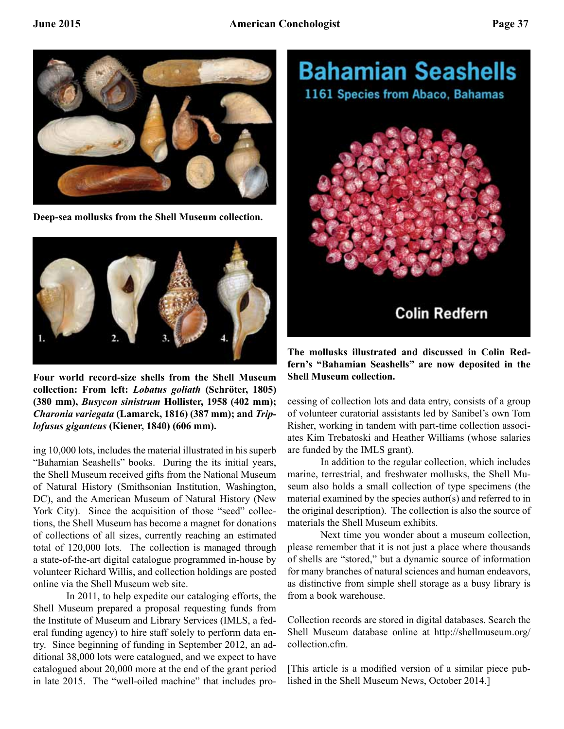Deep-sea mollusks from the Shell Museum collection.

**Four world record-size shells from the Shell Museum collection: From left: *Lobatus goliath* (Schröter, 1805) (380 mm), *Busycon sinistrum* Hollister, 1958 (402 mm); *Charonia variegata* (Lamarck, 1816) (387 mm); and *Triplofusus giganteus* (Kiener, 1840) (606 mm).**

ing 10,000 lots, includes the material illustrated in his superb "Bahamian Seashells" books. During the its initial years, the Shell Museum received gifts from the National Museum of Natural History (Smithsonian Institution, Washington, DC), and the American Museum of Natural History (New York City). Since the acquisition of those "seed" collections, the Shell Museum has become a magnet for donations of collections of all sizes, currently reaching an estimated total of 120,000 lots. The collection is managed through a state-of-the-art digital catalogue programmed in-house by volunteer Richard Willis, and collection holdings are posted online via the Shell Museum web site.

In 2011, to help expedite our cataloging efforts, the Shell Museum prepared a proposal requesting funds from the Institute of Museum and Library Services (IMLS, a federal funding agency) to hire staff solely to perform data entry. Since beginning of funding in September 2012, an additional 38,000 lots were catalogued, and we expect to have catalogued about 20,000 more at the end of the grant period in late 2015. The "well-oiled machine" that includes processing of collection lots and data entry, consists of a group of volunteer curatorial assistants led by Sanibel's own Tom Risher, working in tandem with part-time collection associates Kim Trebatoski and Heather Williams (whose salaries are funded by the IMLS grant).

**The mollusks illustrated and discussed in Colin Redfern's "Bahamian Seashells" are now deposited in the Shell Museum collection.**

In addition to the regular collection, which includes marine, terrestrial, and freshwater mollusks, the Shell Museum also holds a small collection of type specimens (the material examined by the species author(s) and referred to in the original description). The collection is also the source of materials the Shell Museum exhibits.

Next time you wonder about a museum collection, please remember that it is not just a place where thousands of shells are "stored," but a dynamic source of information for many branches of natural sciences and human endeavors, as distinctive from simple shell storage as a busy library is from a book warehouse.

Collection records are stored in digital databases. Search the Shell Museum database online at http://shellmuseum.org/collection.cfm.

[This article is a modified version of a similar piece published in the Shell Museum News, October 2014.]